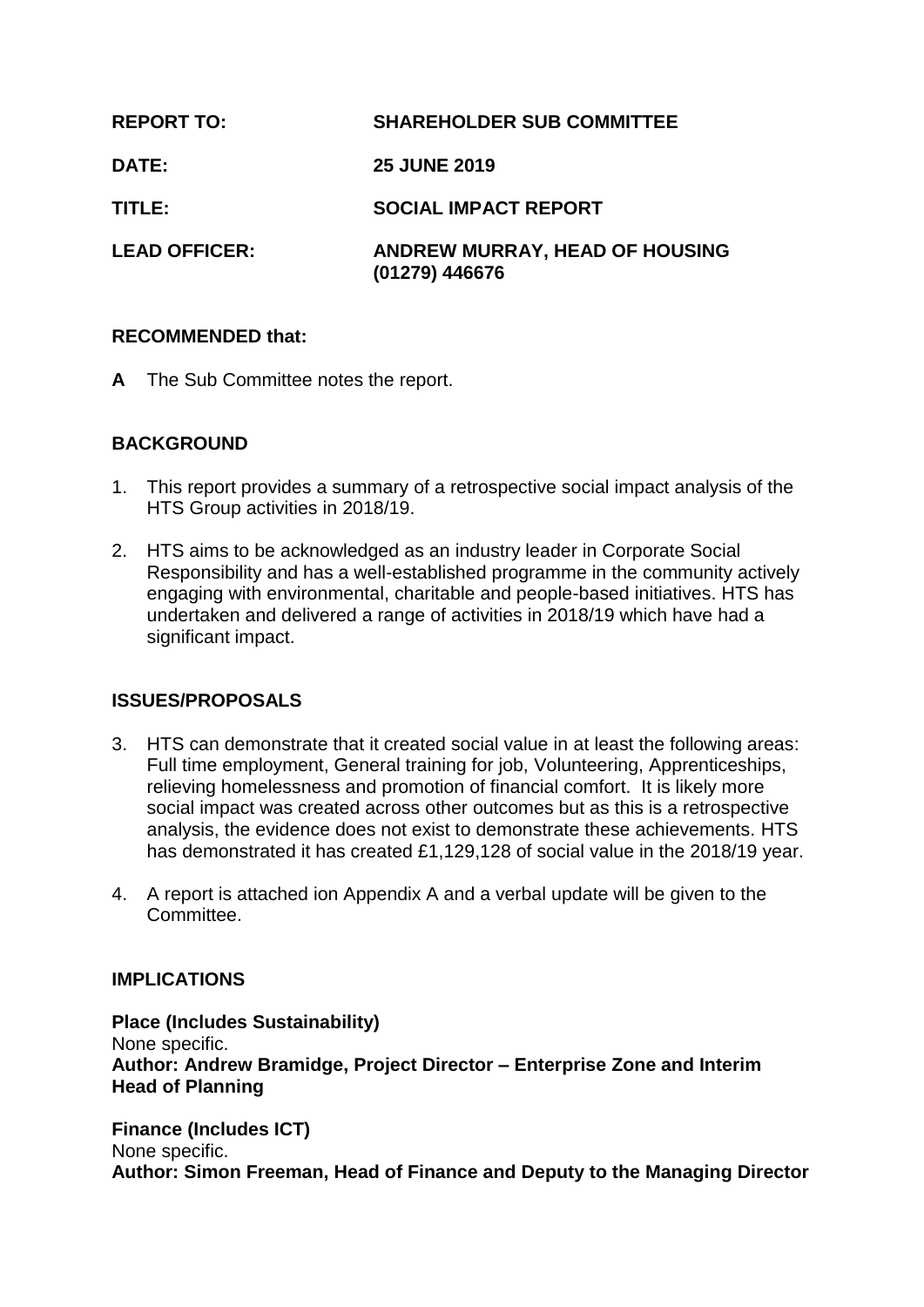| | |
|---|---|
| **REPORT TO:** | **SHAREHOLDER SUB COMMITTEE** |
| **DATE:** | **25 JUNE 2019** |
| **TITLE:** | **SOCIAL IMPACT REPORT** |
| **LEAD OFFICER:** | **ANDREW MURRAY, HEAD OF HOUSING (01279) 446676** |

**RECOMMENDED that:**

**A** The Sub Committee notes the report.

## BACKGROUND

1. This report provides a summary of a retrospective social impact analysis of the HTS Group activities in 2018/19.

2. HTS aims to be acknowledged as an industry leader in Corporate Social Responsibility and has a well-established programme in the community actively engaging with environmental, charitable and people-based initiatives. HTS has undertaken and delivered a range of activities in 2018/19 which have had a significant impact.

## ISSUES/PROPOSALS

3. HTS can demonstrate that it created social value in at least the following areas: Full time employment, General training for job, Volunteering, Apprenticeships, relieving homelessness and promotion of financial comfort. It is likely more social impact was created across other outcomes but as this is a retrospective analysis, the evidence does not exist to demonstrate these achievements. HTS has demonstrated it has created £1,129,128 of social value in the 2018/19 year.

4. A report is attached ion Appendix A and a verbal update will be given to the Committee.

## IMPLICATIONS

**Place (Includes Sustainability)**
None specific.
**Author: Andrew Bramidge, Project Director – Enterprise Zone and Interim Head of Planning**

**Finance (Includes ICT)**
None specific.
**Author: Simon Freeman, Head of Finance and Deputy to the Managing Director**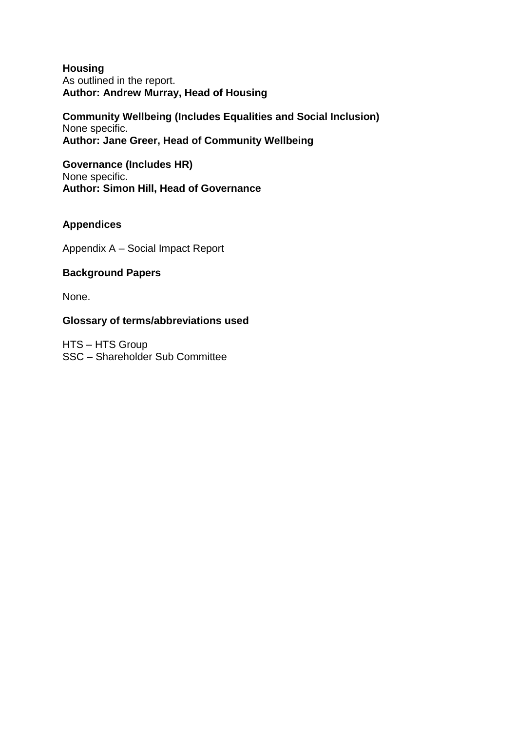**Housing**
As outlined in the report.
**Author: Andrew Murray, Head of Housing**

**Community Wellbeing (Includes Equalities and Social Inclusion)**
None specific.
**Author: Jane Greer, Head of Community Wellbeing**

**Governance (Includes HR)**
None specific.
**Author: Simon Hill, Head of Governance**

## Appendices

Appendix A – Social Impact Report

## Background Papers

None.

## Glossary of terms/abbreviations used

HTS – HTS Group
SSC – Shareholder Sub Committee